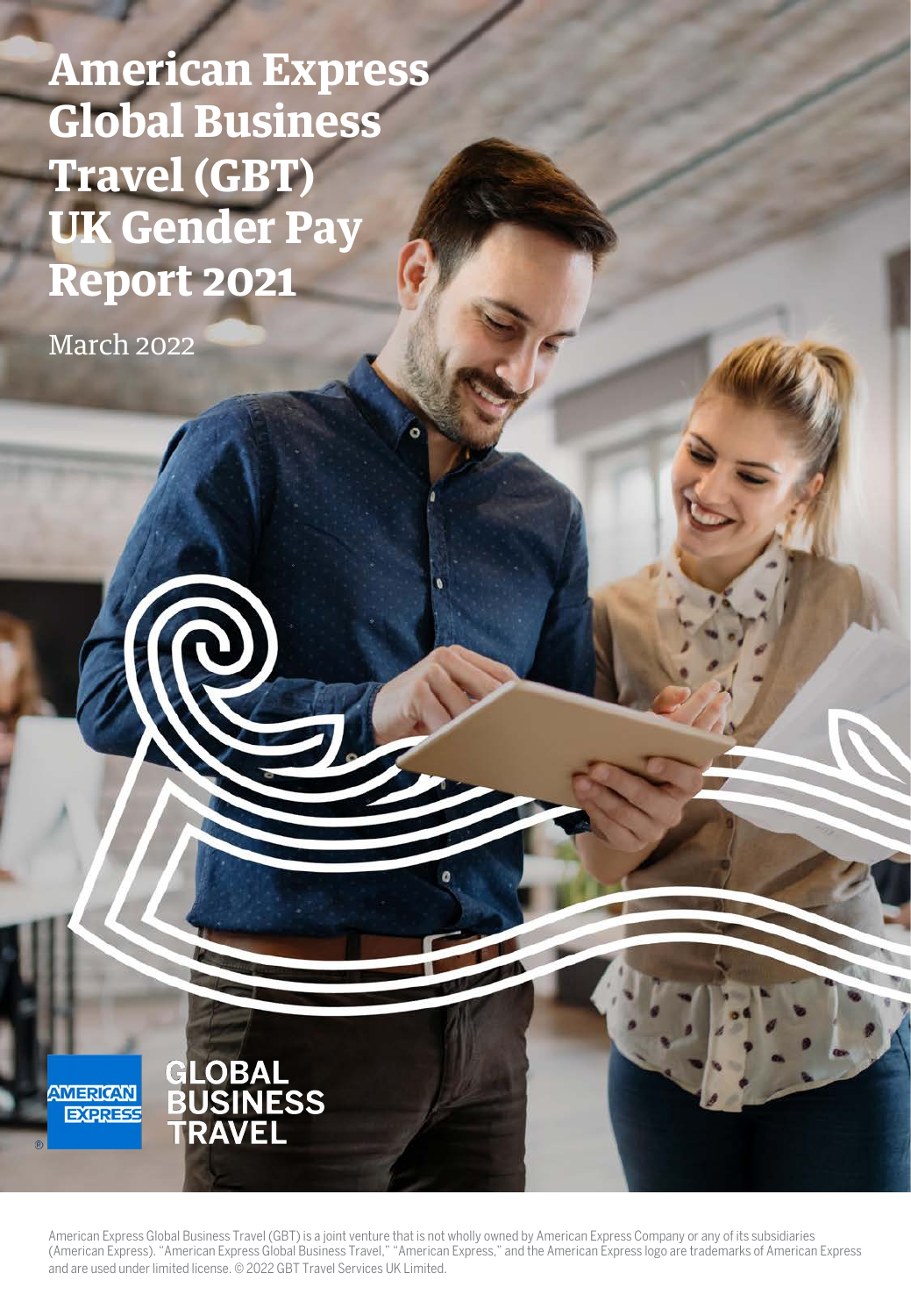# American Express Global Business Travel (GBT) UK Gender Pay Report 2021

March 2022

AMERICAN EXPRESS GLOBAL BUSINESS TRAVEL

American Express Global Business Travel (GBT) is a joint venture that is not wholly owned by American Express Company or any of its subsidiaries (American Express). "American Express Global Business Travel," "American Express," and the American Express logo are trademarks of American Express and are used under limited license. © 2022 GBT Travel Services UK Limited.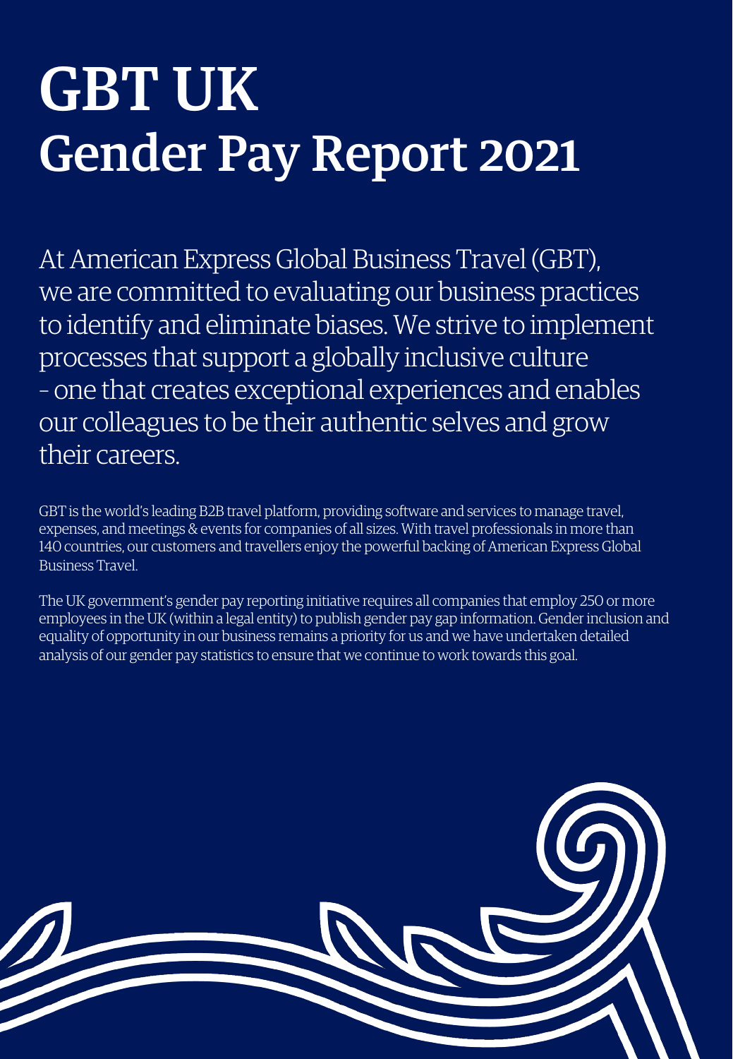# GBT UK
# Gender Pay Report 2021

At American Express Global Business Travel (GBT), we are committed to evaluating our business practices to identify and eliminate biases. We strive to implement processes that support a globally inclusive culture – one that creates exceptional experiences and enables our colleagues to be their authentic selves and grow their careers.

GBT is the world's leading B2B travel platform, providing software and services to manage travel, expenses, and meetings & events for companies of all sizes. With travel professionals in more than 140 countries, our customers and travellers enjoy the powerful backing of American Express Global Business Travel.

The UK government's gender pay reporting initiative requires all companies that employ 250 or more employees in the UK (within a legal entity) to publish gender pay gap information. Gender inclusion and equality of opportunity in our business remains a priority for us and we have undertaken detailed analysis of our gender pay statistics to ensure that we continue to work towards this goal.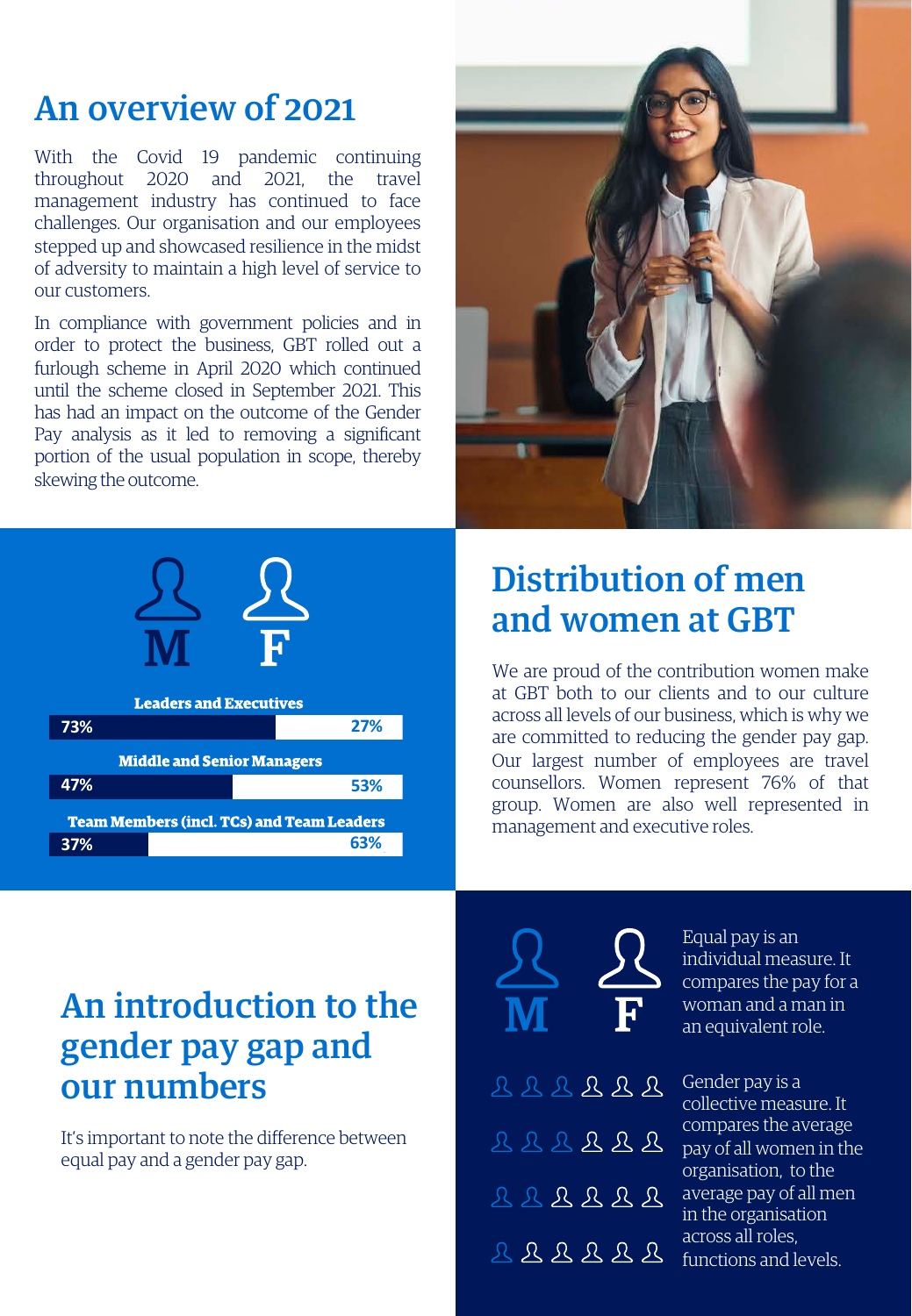## An overview of 2021

With the Covid 19 pandemic continuing throughout 2020 and 2021, the travel management industry has continued to face challenges. Our organisation and our employees stepped up and showcased resilience in the midst of adversity to maintain a high level of service to our customers.

In compliance with government policies and in order to protect the business, GBT rolled out a furlough scheme in April 2020 which continued until the scheme closed in September 2021. This has had an impact on the outcome of the Gender Pay analysis as it led to removing a significant portion of the usual population in scope, thereby skewing the outcome.

| | M | F |
|---|---|---|
| **Leaders and Executives** | 73% | 27% |
| **Middle and Senior Managers** | 47% | 53% |
| **Team Members (incl. TCs) and Team Leaders** | 37% | 63% |

## Distribution of men and women at GBT

We are proud of the contribution women make at GBT both to our clients and to our culture across all levels of our business, which is why we are committed to reducing the gender pay gap. Our largest number of employees are travel counsellors. Women represent 76% of that group. Women are also well represented in management and executive roles.

## An introduction to the gender pay gap and our numbers

It's important to note the difference between equal pay and a gender pay gap.

Equal pay is an individual measure. It compares the pay for a woman and a man in an equivalent role.

Gender pay is a collective measure. It compares the average pay of all women in the organisation, to the average pay of all men in the organisation across all roles, functions and levels.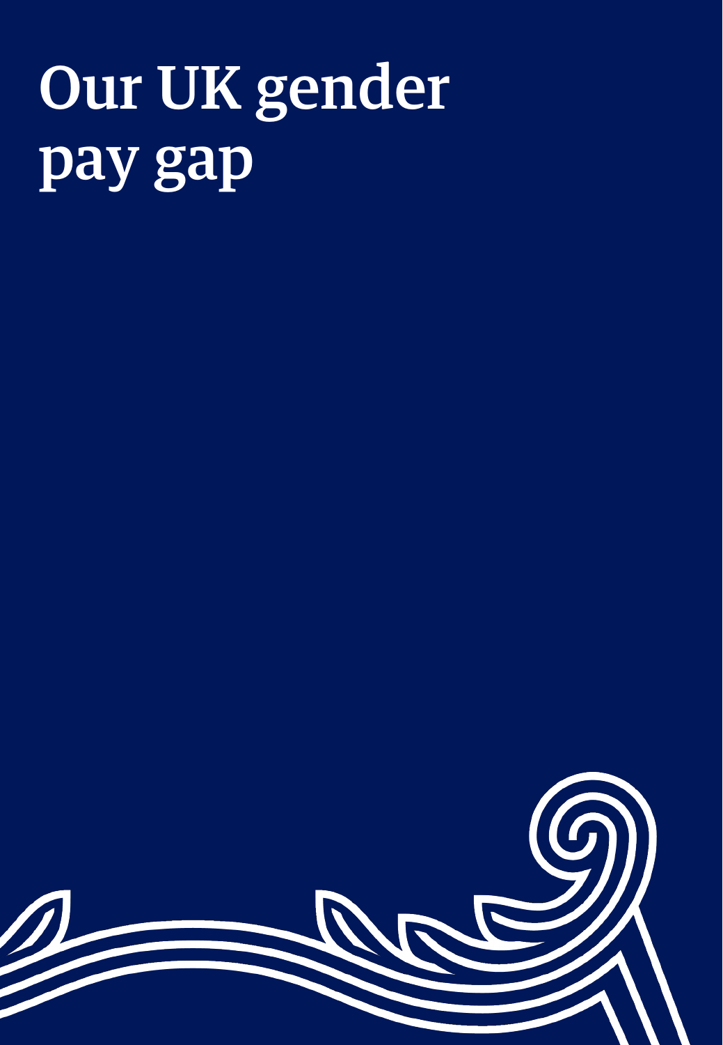# Our UK gender pay gap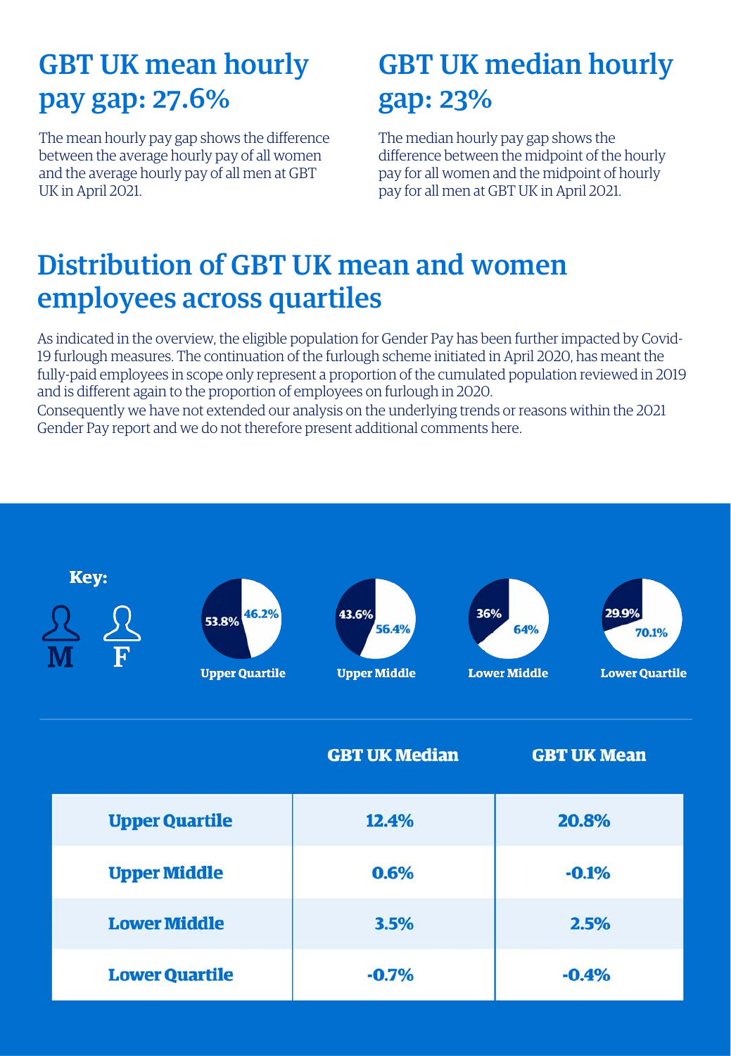## GBT UK mean hourly pay gap: 27.6%

The mean hourly pay gap shows the difference between the average hourly pay of all women and the average hourly pay of all men at GBT UK in April 2021.

## GBT UK median hourly gap: 23%

The median hourly pay gap shows the difference between the midpoint of the hourly pay for all women and the midpoint of hourly pay for all men at GBT UK in April 2021.

## Distribution of GBT UK mean and women employees across quartiles

As indicated in the overview, the eligible population for Gender Pay has been further impacted by Covid-19 furlough measures. The continuation of the furlough scheme initiated in April 2020, has meant the fully-paid employees in scope only represent a proportion of the cumulated population reviewed in 2019 and is different again to the proportion of employees on furlough in 2020.

Consequently we have not extended our analysis on the underlying trends or reasons within the 2021 Gender Pay report and we do not therefore present additional comments here.

**Key:** M F

| | M | F |
|---|---|---|
| Upper Quartile | 53.8% | 46.2% |
| Upper Middle | 43.6% | 56.4% |
| Lower Middle | 36% | 64% |
| Lower Quartile | 29.9% | 70.1% |

| | GBT UK Median | GBT UK Mean |
|---|---|---|
| **Upper Quartile** | 12.4% | 20.8% |
| **Upper Middle** | 0.6% | -0.1% |
| **Lower Middle** | 3.5% | 2.5% |
| **Lower Quartile** | -0.7% | -0.4% |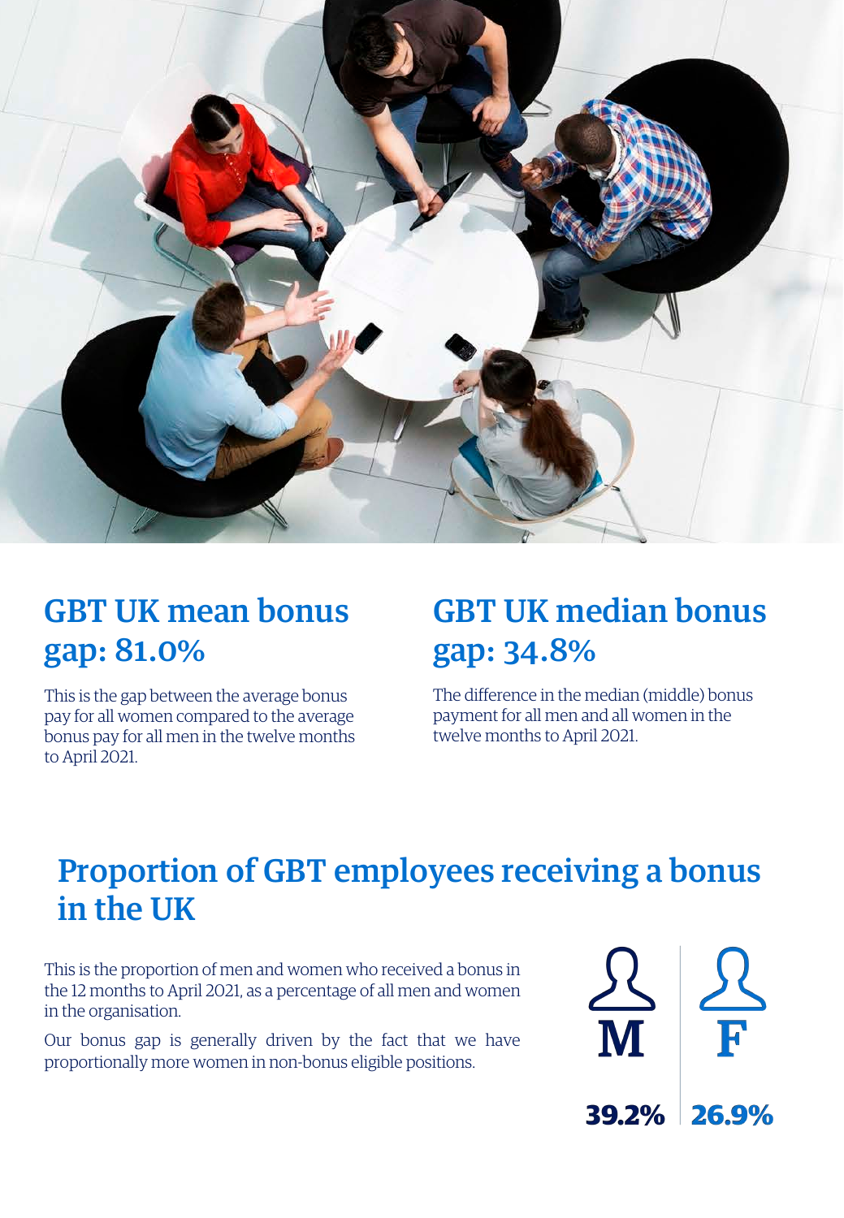## GBT UK mean bonus gap: 81.0%

This is the gap between the average bonus pay for all women compared to the average bonus pay for all men in the twelve months to April 2021.

## GBT UK median bonus gap: 34.8%

The difference in the median (middle) bonus payment for all men and all women in the twelve months to April 2021.

## Proportion of GBT employees receiving a bonus in the UK

This is the proportion of men and women who received a bonus in the 12 months to April 2021, as a percentage of all men and women in the organisation.

Our bonus gap is generally driven by the fact that we have proportionally more women in non-bonus eligible positions.

| M | F |
| --- | --- |
| 39.2% | 26.9% |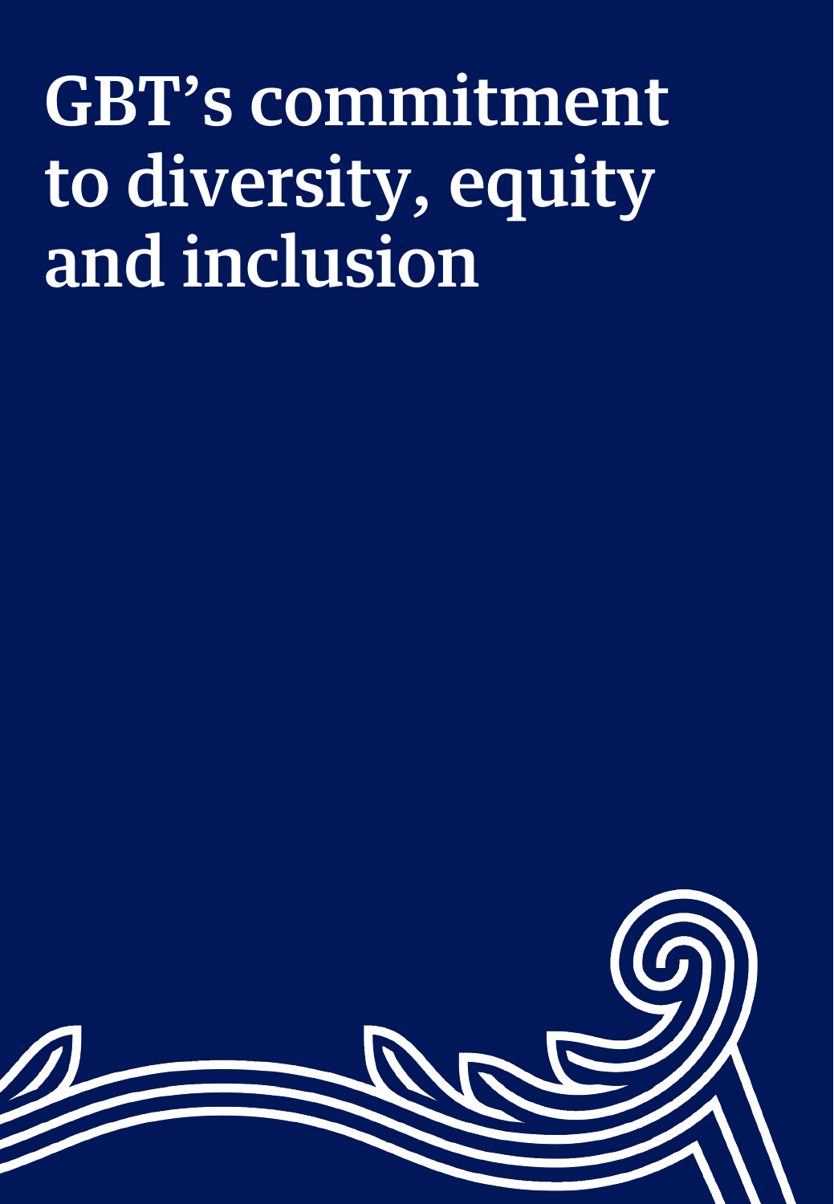# GBT's commitment to diversity, equity and inclusion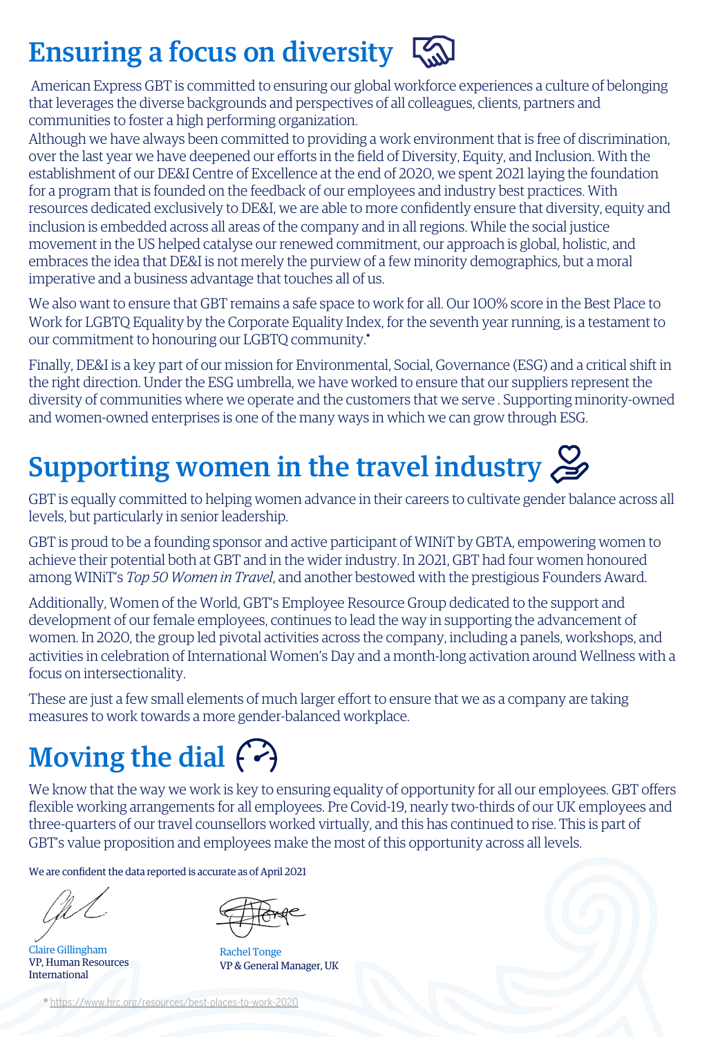# Ensuring a focus on diversity

American Express GBT is committed to ensuring our global workforce experiences a culture of belonging that leverages the diverse backgrounds and perspectives of all colleagues, clients, partners and communities to foster a high performing organization.

Although we have always been committed to providing a work environment that is free of discrimination, over the last year we have deepened our efforts in the field of Diversity, Equity, and Inclusion. With the establishment of our DE&I Centre of Excellence at the end of 2020, we spent 2021 laying the foundation for a program that is founded on the feedback of our employees and industry best practices. With resources dedicated exclusively to DE&I, we are able to more confidently ensure that diversity, equity and inclusion is embedded across all areas of the company and in all regions. While the social justice movement in the US helped catalyse our renewed commitment, our approach is global, holistic, and embraces the idea that DE&I is not merely the purview of a few minority demographics, but a moral imperative and a business advantage that touches all of us.

We also want to ensure that GBT remains a safe space to work for all. Our 100% score in the Best Place to Work for LGBTQ Equality by the Corporate Equality Index, for the seventh year running, is a testament to our commitment to honouring our LGBTQ community.*

Finally, DE&I is a key part of our mission for Environmental, Social, Governance (ESG) and a critical shift in the right direction. Under the ESG umbrella, we have worked to ensure that our suppliers represent the diversity of communities where we operate and the customers that we serve . Supporting minority-owned and women-owned enterprises is one of the many ways in which we can grow through ESG.

# Supporting women in the travel industry

GBT is equally committed to helping women advance in their careers to cultivate gender balance across all levels, but particularly in senior leadership.

GBT is proud to be a founding sponsor and active participant of WINiT by GBTA, empowering women to achieve their potential both at GBT and in the wider industry. In 2021, GBT had four women honoured among WINiT's *Top 50 Women in Travel*, and another bestowed with the prestigious Founders Award.

Additionally, Women of the World, GBT's Employee Resource Group dedicated to the support and development of our female employees, continues to lead the way in supporting the advancement of women. In 2020, the group led pivotal activities across the company, including a panels, workshops, and activities in celebration of International Women's Day and a month-long activation around Wellness with a focus on intersectionality.

These are just a few small elements of much larger effort to ensure that we as a company are taking measures to work towards a more gender-balanced workplace.

# Moving the dial

We know that the way we work is key to ensuring equality of opportunity for all our employees. GBT offers flexible working arrangements for all employees. Pre Covid-19, nearly two-thirds of our UK employees and three-quarters of our travel counsellors worked virtually, and this has continued to rise. This is part of GBT's value proposition and employees make the most of this opportunity across all levels.

We are confident the data reported is accurate as of April 2021

Claire Gillingham
VP, Human Resources
International

Rachel Tonge
VP & General Manager, UK

* https://www.hrc.org/resources/best-places-to-work-2020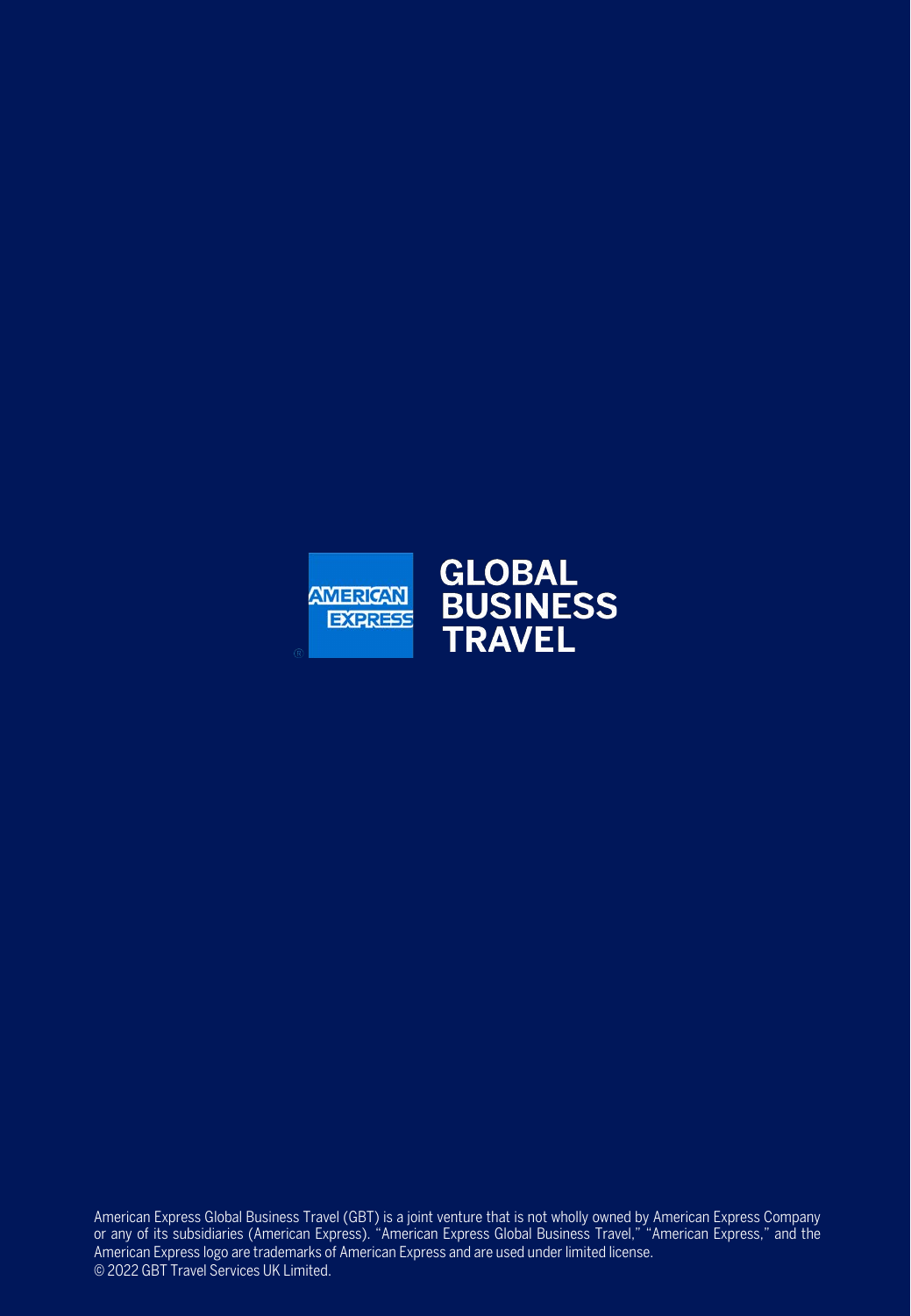AMERICAN EXPRESS

GLOBAL BUSINESS TRAVEL

American Express Global Business Travel (GBT) is a joint venture that is not wholly owned by American Express Company or any of its subsidiaries (American Express). "American Express Global Business Travel," "American Express," and the American Express logo are trademarks of American Express and are used under limited license.
© 2022 GBT Travel Services UK Limited.